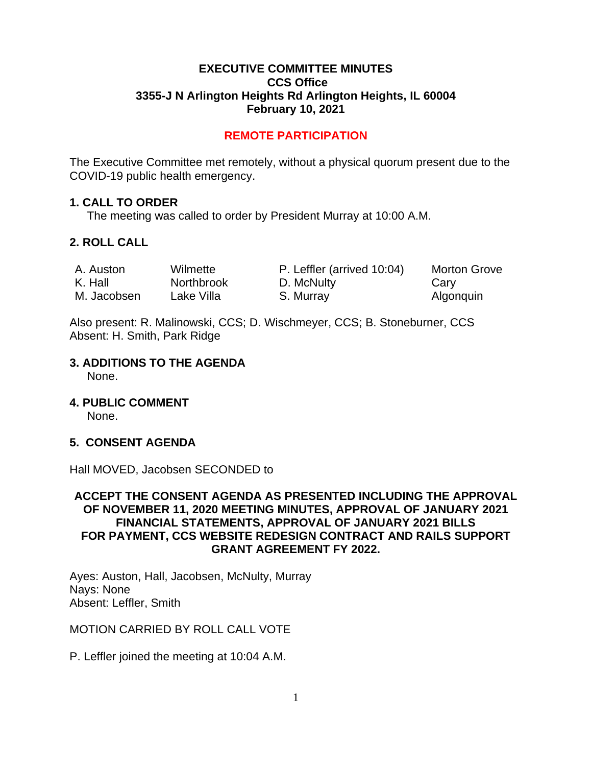# EXECUTIVE COMMITTEE MINUTES
## CCS Office
## 3355-J N Arlington Heights Rd Arlington Heights, IL 60004
## February 10, 2021

**REMOTE PARTICIPATION**

The Executive Committee met remotely, without a physical quorum present due to the COVID-19 public health emergency.

### 1. CALL TO ORDER

The meeting was called to order by President Murray at 10:00 A.M.

### 2. ROLL CALL

| | | | |
|---|---|---|---|
| A. Auston | Wilmette | P. Leffler (arrived 10:04) | Morton Grove |
| K. Hall | Northbrook | D. McNulty | Cary |
| M. Jacobsen | Lake Villa | S. Murray | Algonquin |

Also present: R. Malinowski, CCS; D. Wischmeyer, CCS; B. Stoneburner, CCS
Absent: H. Smith, Park Ridge

### 3. ADDITIONS TO THE AGENDA

None.

### 4. PUBLIC COMMENT

None.

### 5. CONSENT AGENDA

Hall MOVED, Jacobsen SECONDED to

**ACCEPT THE CONSENT AGENDA AS PRESENTED INCLUDING THE APPROVAL OF NOVEMBER 11, 2020 MEETING MINUTES, APPROVAL OF JANUARY 2021 FINANCIAL STATEMENTS, APPROVAL OF JANUARY 2021 BILLS FOR PAYMENT, CCS WEBSITE REDESIGN CONTRACT AND RAILS SUPPORT GRANT AGREEMENT FY 2022.**

Ayes: Auston, Hall, Jacobsen, McNulty, Murray
Nays: None
Absent: Leffler, Smith

MOTION CARRIED BY ROLL CALL VOTE

P. Leffler joined the meeting at 10:04 A.M.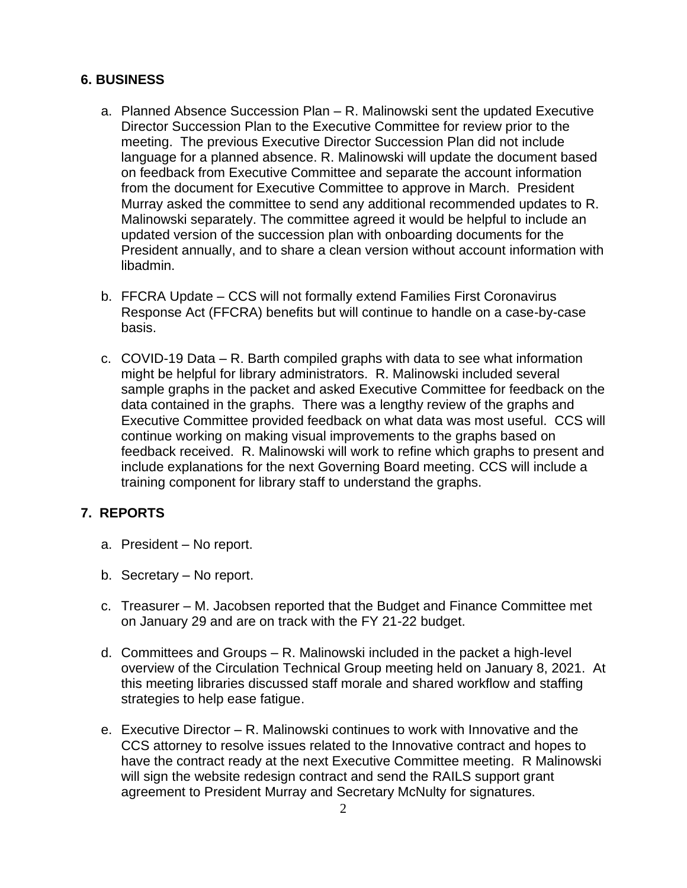## 6. BUSINESS

a. Planned Absence Succession Plan – R. Malinowski sent the updated Executive Director Succession Plan to the Executive Committee for review prior to the meeting. The previous Executive Director Succession Plan did not include language for a planned absence. R. Malinowski will update the document based on feedback from Executive Committee and separate the account information from the document for Executive Committee to approve in March. President Murray asked the committee to send any additional recommended updates to R. Malinowski separately. The committee agreed it would be helpful to include an updated version of the succession plan with onboarding documents for the President annually, and to share a clean version without account information with libadmin.

b. FFCRA Update – CCS will not formally extend Families First Coronavirus Response Act (FFCRA) benefits but will continue to handle on a case-by-case basis.

c. COVID-19 Data – R. Barth compiled graphs with data to see what information might be helpful for library administrators. R. Malinowski included several sample graphs in the packet and asked Executive Committee for feedback on the data contained in the graphs. There was a lengthy review of the graphs and Executive Committee provided feedback on what data was most useful. CCS will continue working on making visual improvements to the graphs based on feedback received. R. Malinowski will work to refine which graphs to present and include explanations for the next Governing Board meeting. CCS will include a training component for library staff to understand the graphs.

## 7. REPORTS

a. President – No report.

b. Secretary – No report.

c. Treasurer – M. Jacobsen reported that the Budget and Finance Committee met on January 29 and are on track with the FY 21-22 budget.

d. Committees and Groups – R. Malinowski included in the packet a high-level overview of the Circulation Technical Group meeting held on January 8, 2021. At this meeting libraries discussed staff morale and shared workflow and staffing strategies to help ease fatigue.

e. Executive Director – R. Malinowski continues to work with Innovative and the CCS attorney to resolve issues related to the Innovative contract and hopes to have the contract ready at the next Executive Committee meeting. R Malinowski will sign the website redesign contract and send the RAILS support grant agreement to President Murray and Secretary McNulty for signatures.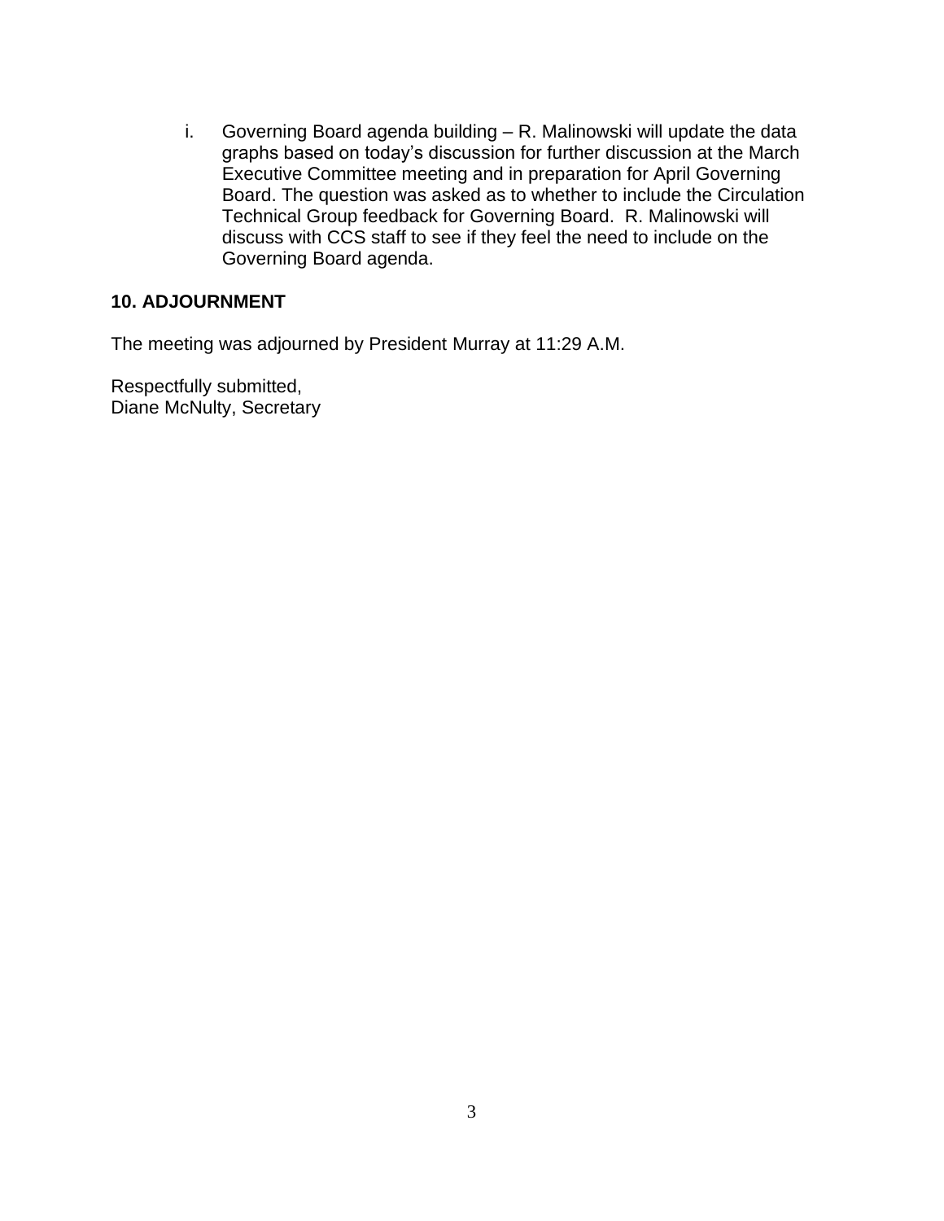i. Governing Board agenda building – R. Malinowski will update the data graphs based on today's discussion for further discussion at the March Executive Committee meeting and in preparation for April Governing Board. The question was asked as to whether to include the Circulation Technical Group feedback for Governing Board. R. Malinowski will discuss with CCS staff to see if they feel the need to include on the Governing Board agenda.

## 10. ADJOURNMENT

The meeting was adjourned by President Murray at 11:29 A.M.

Respectfully submitted,
Diane McNulty, Secretary